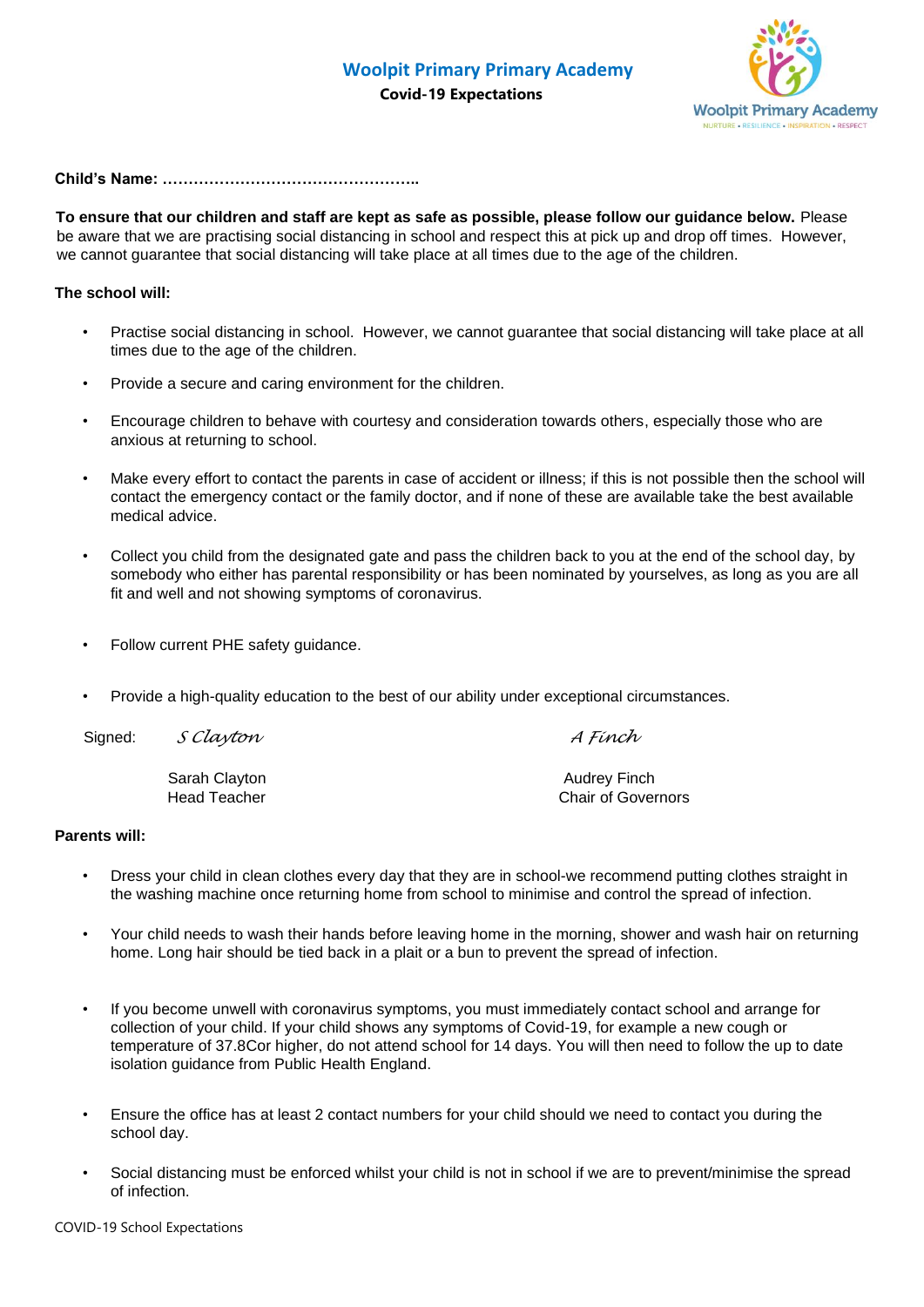# Woolpit Primary Primary Academy

**Covid-19 Expectations**

**Child's Name: …………………………………………..**

**To ensure that our children and staff are kept as safe as possible, please follow our guidance below.** Please be aware that we are practising social distancing in school and respect this at pick up and drop off times. However, we cannot guarantee that social distancing will take place at all times due to the age of the children.

**The school will:**

- Practise social distancing in school. However, we cannot guarantee that social distancing will take place at all times due to the age of the children.
- Provide a secure and caring environment for the children.
- Encourage children to behave with courtesy and consideration towards others, especially those who are anxious at returning to school.
- Make every effort to contact the parents in case of accident or illness; if this is not possible then the school will contact the emergency contact or the family doctor, and if none of these are available take the best available medical advice.
- Collect you child from the designated gate and pass the children back to you at the end of the school day, by somebody who either has parental responsibility or has been nominated by yourselves, as long as you are all fit and well and not showing symptoms of coronavirus.
- Follow current PHE safety guidance.
- Provide a high-quality education to the best of our ability under exceptional circumstances.

Signed: *S Clayton* *A Finch*

Sarah Clayton
Head Teacher

Audrey Finch
Chair of Governors

**Parents will:**

- Dress your child in clean clothes every day that they are in school-we recommend putting clothes straight in the washing machine once returning home from school to minimise and control the spread of infection.
- Your child needs to wash their hands before leaving home in the morning, shower and wash hair on returning home. Long hair should be tied back in a plait or a bun to prevent the spread of infection.
- If you become unwell with coronavirus symptoms, you must immediately contact school and arrange for collection of your child. If your child shows any symptoms of Covid-19, for example a new cough or temperature of 37.8Cor higher, do not attend school for 14 days. You will then need to follow the up to date isolation guidance from Public Health England.
- Ensure the office has at least 2 contact numbers for your child should we need to contact you during the school day.
- Social distancing must be enforced whilst your child is not in school if we are to prevent/minimise the spread of infection.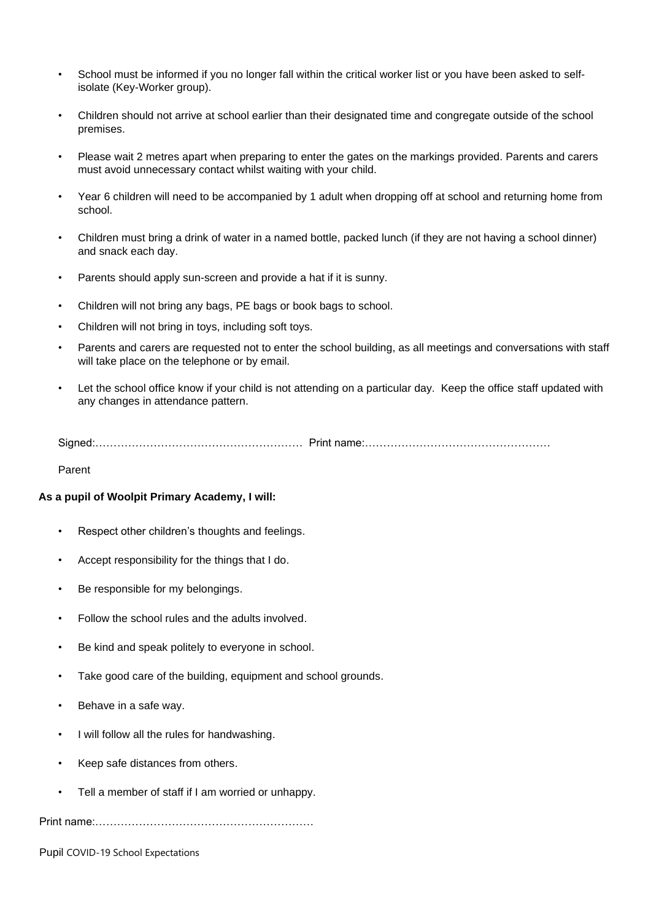- School must be informed if you no longer fall within the critical worker list or you have been asked to self-isolate (Key-Worker group).
- Children should not arrive at school earlier than their designated time and congregate outside of the school premises.
- Please wait 2 metres apart when preparing to enter the gates on the markings provided. Parents and carers must avoid unnecessary contact whilst waiting with your child.
- Year 6 children will need to be accompanied by 1 adult when dropping off at school and returning home from school.
- Children must bring a drink of water in a named bottle, packed lunch (if they are not having a school dinner) and snack each day.
- Parents should apply sun-screen and provide a hat if it is sunny.
- Children will not bring any bags, PE bags or book bags to school.
- Children will not bring in toys, including soft toys.
- Parents and carers are requested not to enter the school building, as all meetings and conversations with staff will take place on the telephone or by email.
- Let the school office know if your child is not attending on a particular day. Keep the office staff updated with any changes in attendance pattern.

Signed:………………………………………………… Print name:……………………………………………

Parent

**As a pupil of Woolpit Primary Academy, I will:**

- Respect other children's thoughts and feelings.
- Accept responsibility for the things that I do.
- Be responsible for my belongings.
- Follow the school rules and the adults involved.
- Be kind and speak politely to everyone in school.
- Take good care of the building, equipment and school grounds.
- Behave in a safe way.
- I will follow all the rules for handwashing.
- Keep safe distances from others.
- Tell a member of staff if I am worried or unhappy.

Print name:……………………………………………………

Pupil COVID-19 School Expectations